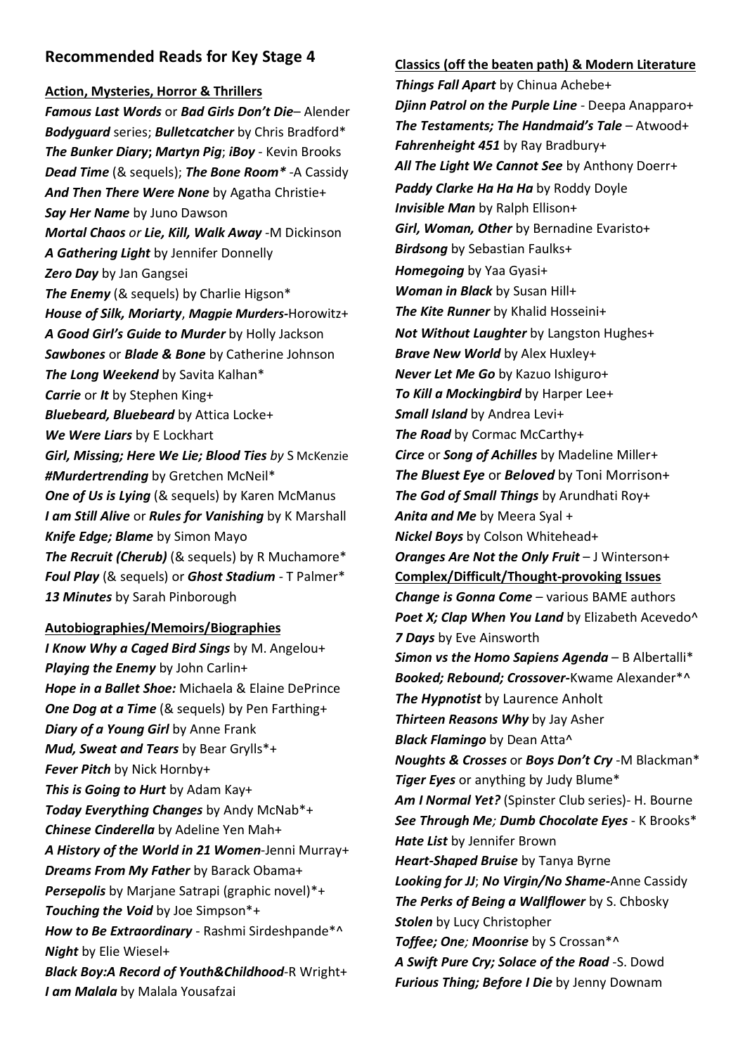## Recommended Reads for Key Stage 4

**Action, Mysteries, Horror & Thrillers**

***Famous Last Words*** or ***Bad Girls Don't Die***– Alender
***Bodyguard*** series; ***Bulletcatcher*** by Chris Bradford*
***The Bunker Diary***; ***Martyn Pig***; ***iBoy*** - Kevin Brooks
***Dead Time*** (& sequels); ***The Bone Room**** -A Cassidy
***And Then There Were None*** by Agatha Christie+
***Say Her Name*** by Juno Dawson
***Mortal Chaos*** *or* ***Lie, Kill, Walk Away*** -M Dickinson
***A Gathering Light*** by Jennifer Donnelly
***Zero Day*** by Jan Gangsei
***The Enemy*** (& sequels) by Charlie Higson*
***House of Silk, Moriarty***, ***Magpie Murders***-Horowitz+
***A Good Girl's Guide to Murder*** by Holly Jackson
***Sawbones*** or ***Blade & Bone*** by Catherine Johnson
***The Long Weekend*** by Savita Kalhan*
***Carrie*** or ***It*** by Stephen King+
***Bluebeard, Bluebeard*** by Attica Locke+
***We Were Liars*** by E Lockhart
***Girl, Missing; Here We Lie; Blood Ties*** *by* S McKenzie
***#Murdertrending*** by Gretchen McNeil*
***One of Us is Lying*** (& sequels) by Karen McManus
***I am Still Alive*** or ***Rules for Vanishing*** by K Marshall
***Knife Edge; Blame*** by Simon Mayo
***The Recruit (Cherub)*** (& sequels) by R Muchamore*
***Foul Play*** (& sequels) or ***Ghost Stadium*** - T Palmer*
***13 Minutes*** by Sarah Pinborough

**Autobiographies/Memoirs/Biographies**

***I Know Why a Caged Bird Sings*** by M. Angelou+
***Playing the Enemy*** by John Carlin+
***Hope in a Ballet Shoe:*** Michaela & Elaine DePrince
***One Dog at a Time*** (& sequels) by Pen Farthing+
***Diary of a Young Girl*** by Anne Frank
***Mud, Sweat and Tears*** by Bear Grylls*+
***Fever Pitch*** by Nick Hornby+
***This is Going to Hurt*** by Adam Kay+
***Today Everything Changes*** by Andy McNab*+
***Chinese Cinderella*** by Adeline Yen Mah+
***A History of the World in 21 Women***-Jenni Murray+
***Dreams From My Father*** by Barack Obama+
***Persepolis*** by Marjane Satrapi (graphic novel)*+
***Touching the Void*** by Joe Simpson*+
***How to Be Extraordinary*** - Rashmi Sirdeshpande*^
***Night*** by Elie Wiesel+
***Black Boy:A Record of Youth&Childhood***-R Wright+
***I am Malala*** by Malala Yousafzai

**Classics (off the beaten path) & Modern Literature**

***Things Fall Apart*** by Chinua Achebe+
***Djinn Patrol on the Purple Line*** - Deepa Anapparo+
***The Testaments; The Handmaid's Tale*** – Atwood+
***Fahrenheit 451*** by Ray Bradbury+
***All The Light We Cannot See*** by Anthony Doerr+
***Paddy Clarke Ha Ha Ha*** by Roddy Doyle
***Invisible Man*** by Ralph Ellison+
***Girl, Woman, Other*** by Bernadine Evaristo+
***Birdsong*** by Sebastian Faulks+
***Homegoing*** by Yaa Gyasi+
***Woman in Black*** by Susan Hill+
***The Kite Runner*** by Khalid Hosseini+
***Not Without Laughter*** by Langston Hughes+
***Brave New World*** by Alex Huxley+
***Never Let Me Go*** by Kazuo Ishiguro+
***To Kill a Mockingbird*** by Harper Lee+
***Small Island*** by Andrea Levi+
***The Road*** by Cormac McCarthy+
***Circe*** or ***Song of Achilles*** by Madeline Miller+
***The Bluest Eye*** or ***Beloved*** by Toni Morrison+
***The God of Small Things*** by Arundhati Roy+
***Anita and Me*** by Meera Syal +
***Nickel Boys*** by Colson Whitehead+
***Oranges Are Not the Only Fruit*** – J Winterson+

**Complex/Difficult/Thought-provoking Issues**

***Change is Gonna Come*** – various BAME authors
***Poet X; Clap When You Land*** by Elizabeth Acevedo^
***7 Days*** by Eve Ainsworth
***Simon vs the Homo Sapiens Agenda*** – B Albertalli*
***Booked; Rebound; Crossover***-Kwame Alexander*^
***The Hypnotist*** by Laurence Anholt
***Thirteen Reasons Why*** by Jay Asher
***Black Flamingo*** by Dean Atta^
***Noughts & Crosses*** or ***Boys Don't Cry*** -M Blackman*
***Tiger Eyes*** or anything by Judy Blume*
***Am I Normal Yet?*** (Spinster Club series)- H. Bourne
***See Through Me***; ***Dumb Chocolate Eyes*** - K Brooks*
***Hate List*** by Jennifer Brown
***Heart-Shaped Bruise*** by Tanya Byrne
***Looking for JJ***; ***No Virgin/No Shame***-Anne Cassidy
***The Perks of Being a Wallflower*** by S. Chbosky
***Stolen*** by Lucy Christopher
***Toffee; One; Moonrise*** by S Crossan*^
***A Swift Pure Cry; Solace of the Road*** -S. Dowd
***Furious Thing; Before I Die*** by Jenny Downam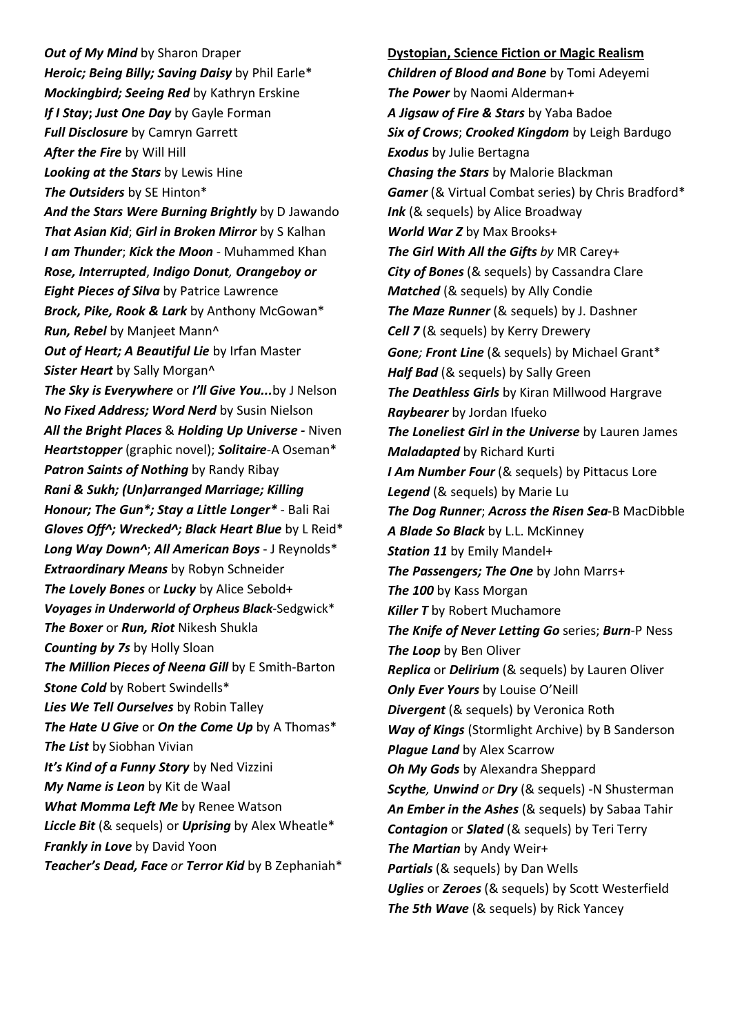***Out of My Mind*** by Sharon Draper
***Heroic; Being Billy; Saving Daisy*** by Phil Earle*
***Mockingbird; Seeing Red*** by Kathryn Erskine
***If I Stay*; *Just One Day*** by Gayle Forman
***Full Disclosure*** by Camryn Garrett
***After the Fire*** by Will Hill
***Looking at the Stars*** by Lewis Hine
***The Outsiders*** by SE Hinton*
***And the Stars Were Burning Brightly*** by D Jawando
***That Asian Kid***; ***Girl in Broken Mirror*** by S Kalhan
***I am Thunder***; ***Kick the Moon*** - Muhammed Khan
***Rose, Interrupted***, ***Indigo Donut**, **Orangeboy or Eight Pieces of Silva*** by Patrice Lawrence
***Brock, Pike, Rook & Lark*** by Anthony McGowan*
***Run, Rebel*** by Manjeet Mann^
***Out of Heart; A Beautiful Lie*** by Irfan Master
***Sister Heart*** by Sally Morgan^
***The Sky is Everywhere*** or ***I'll Give You...***by J Nelson
***No Fixed Address; Word Nerd*** by Susin Nielson
***All the Bright Places*** & ***Holding Up Universe* -** Niven
***Heartstopper*** (graphic novel); ***Solitaire***-A Oseman*
***Patron Saints of Nothing*** by Randy Ribay
***Rani & Sukh; (Un)arranged Marriage; Killing Honour; The Gun*; Stay a Little Longer**** - Bali Rai
***Gloves Off^; Wrecked^; Black Heart Blue*** by L Reid*
***Long Way Down^***; ***All American Boys*** - J Reynolds*
***Extraordinary Means*** by Robyn Schneider
***The Lovely Bones*** or ***Lucky*** by Alice Sebold+
***Voyages in Underworld of Orpheus Black***-Sedgwick*
***The Boxer*** or ***Run, Riot*** Nikesh Shukla
***Counting by 7s*** by Holly Sloan
***The Million Pieces of Neena Gill*** by E Smith-Barton
***Stone Cold*** by Robert Swindells*
***Lies We Tell Ourselves*** by Robin Talley
***The Hate U Give*** or ***On the Come Up*** by A Thomas*
***The List*** by Siobhan Vivian
***It's Kind of a Funny Story*** by Ned Vizzini
***My Name is Leon*** by Kit de Waal
***What Momma Left Me*** by Renee Watson
***Liccle Bit*** (& sequels) or ***Uprising*** by Alex Wheatle*
***Frankly in Love*** by David Yoon
***Teacher's Dead, Face*** *or* ***Terror Kid*** by B Zephaniah*

**Dystopian, Science Fiction or Magic Realism**

***Children of Blood and Bone*** by Tomi Adeyemi
***The Power*** by Naomi Alderman+
***A Jigsaw of Fire & Stars*** by Yaba Badoe
***Six of Crows***; ***Crooked Kingdom*** by Leigh Bardugo
***Exodus*** by Julie Bertagna
***Chasing the Stars*** by Malorie Blackman
***Gamer*** (& Virtual Combat series) by Chris Bradford*
***Ink*** (& sequels) by Alice Broadway
***World War Z*** by Max Brooks+
***The Girl With All the Gifts*** *by* MR Carey+
***City of Bones*** (& sequels) by Cassandra Clare
***Matched*** (& sequels) by Ally Condie
***The Maze Runner*** (& sequels) by J. Dashner
***Cell 7*** (& sequels) by Kerry Drewery
***Gone**; **Front Line*** (& sequels) by Michael Grant*
***Half Bad*** (& sequels) by Sally Green
***The Deathless Girls*** by Kiran Millwood Hargrave
***Raybearer*** by Jordan Ifueko
***The Loneliest Girl in the Universe*** by Lauren James
***Maladapted*** by Richard Kurti
***I Am Number Four*** (& sequels) by Pittacus Lore
***Legend*** (& sequels) by Marie Lu
***The Dog Runner***; ***Across the Risen Sea***-B MacDibble
***A Blade So Black*** by L.L. McKinney
***Station 11*** by Emily Mandel+
***The Passengers; The One*** by John Marrs+
***The 100*** by Kass Morgan
***Killer T*** by Robert Muchamore
***The Knife of Never Letting Go*** series; ***Burn***-P Ness
***The Loop*** by Ben Oliver
***Replica*** or ***Delirium*** (& sequels) by Lauren Oliver
***Only Ever Yours*** by Louise O'Neill
***Divergent*** (& sequels) by Veronica Roth
***Way of Kings*** (Stormlight Archive) by B Sanderson
***Plague Land*** by Alex Scarrow
***Oh My Gods*** by Alexandra Sheppard
***Scythe**, **Unwind*** *or* ***Dry*** (& sequels) -N Shusterman
***An Ember in the Ashes*** (& sequels) by Sabaa Tahir
***Contagion*** or ***Slated*** (& sequels) by Teri Terry
***The Martian*** by Andy Weir+
***Partials*** (& sequels) by Dan Wells
***Uglies*** or ***Zeroes*** (& sequels) by Scott Westerfield
***The 5th Wave*** (& sequels) by Rick Yancey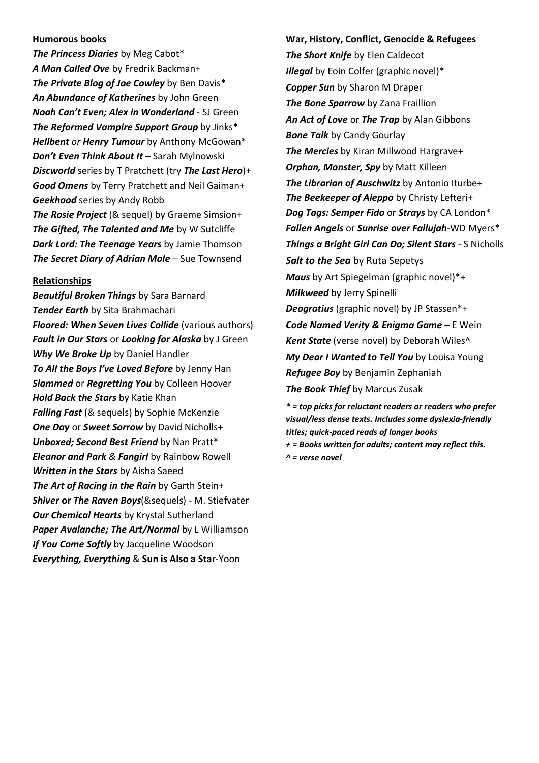#### Humorous books

***The Princess Diaries*** by Meg Cabot*
***A Man Called Ove*** by Fredrik Backman+
***The Private Blog of Joe Cowley*** by Ben Davis*
***An Abundance of Katherines*** by John Green
***Noah Can't Even; Alex in Wonderland*** - SJ Green
***The Reformed Vampire Support Group*** by Jinks*
***Hellbent*** *or* ***Henry Tumour*** by Anthony McGowan*
***Don't Even Think About It*** – Sarah Mylnowski
***Discworld*** series by T Pratchett (try ***The Last Hero***)+
***Good Omens*** by Terry Pratchett and Neil Gaiman+
***Geekhood*** series by Andy Robb
***The Rosie Project*** (& sequel) by Graeme Simsion+
***The Gifted, The Talented and Me*** by W Sutcliffe
***Dark Lord: The Teenage Years*** by Jamie Thomson
***The Secret Diary of Adrian Mole*** – Sue Townsend

#### Relationships

***Beautiful Broken Things*** by Sara Barnard
***Tender Earth*** by Sita Brahmachari
***Floored: When Seven Lives Collide*** (various authors)
***Fault in Our Stars*** or ***Looking for Alaska*** by J Green
***Why We Broke Up*** by Daniel Handler
***To All the Boys I've Loved Before*** by Jenny Han
***Slammed*** or ***Regretting You*** by Colleen Hoover
***Hold Back the Stars*** by Katie Khan
***Falling Fast*** (& sequels) by Sophie McKenzie
***One Day*** or ***Sweet Sorrow*** by David Nicholls+
***Unboxed; Second Best Friend*** by Nan Pratt*
***Eleanor and Park*** *&* ***Fangirl*** by Rainbow Rowell
***Written in the Stars*** by Aisha Saeed
***The Art of Racing in the Rain*** by Garth Stein+
***Shiver*** **or** ***The Raven Boys***(&sequels) - M. Stiefvater
***Our Chemical Hearts*** by Krystal Sutherland
***Paper Avalanche; The Art/Normal*** by L Williamson
***If You Come Softly*** by Jacqueline Woodson
***Everything, Everything*** & **Sun is Also a Sta**r-Yoon

#### War, History, Conflict, Genocide & Refugees

***The Short Knife*** by Elen Caldecot
***Illegal*** by Eoin Colfer (graphic novel)*
***Copper Sun*** by Sharon M Draper
***The Bone Sparrow*** by Zana Fraillion
***An Act of Love*** or ***The Trap*** by Alan Gibbons
***Bone Talk*** by Candy Gourlay
***The Mercies*** by Kiran Millwood Hargrave+
***Orphan, Monster, Spy*** by Matt Killeen
***The Librarian of Auschwitz*** by Antonio Iturbe+
***The Beekeeper of Aleppo*** by Christy Lefteri+
***Dog Tags: Semper Fido*** or ***Strays*** by CA London*
***Fallen Angels*** or ***Sunrise over Fallujah***-WD Myers*
***Things a Bright Girl Can Do; Silent Stars*** - S Nicholls
***Salt to the Sea*** by Ruta Sepetys
***Maus*** by Art Spiegelman (graphic novel)*+
***Milkweed*** by Jerry Spinelli
***Deogratius*** (graphic novel) by JP Stassen*+
***Code Named Verity & Enigma Game*** – E Wein
***Kent State*** (verse novel) by Deborah Wiles^
***My Dear I Wanted to Tell You*** by Louisa Young
***Refugee Boy*** by Benjamin Zephaniah
***The Book Thief*** by Marcus Zusak

***\* = top picks for reluctant readers or readers who prefer visual/less dense texts. Includes some dyslexia-friendly titles; quick-paced reads of longer books***
***+ = Books written for adults; content may reflect this.***
***^ = verse novel***